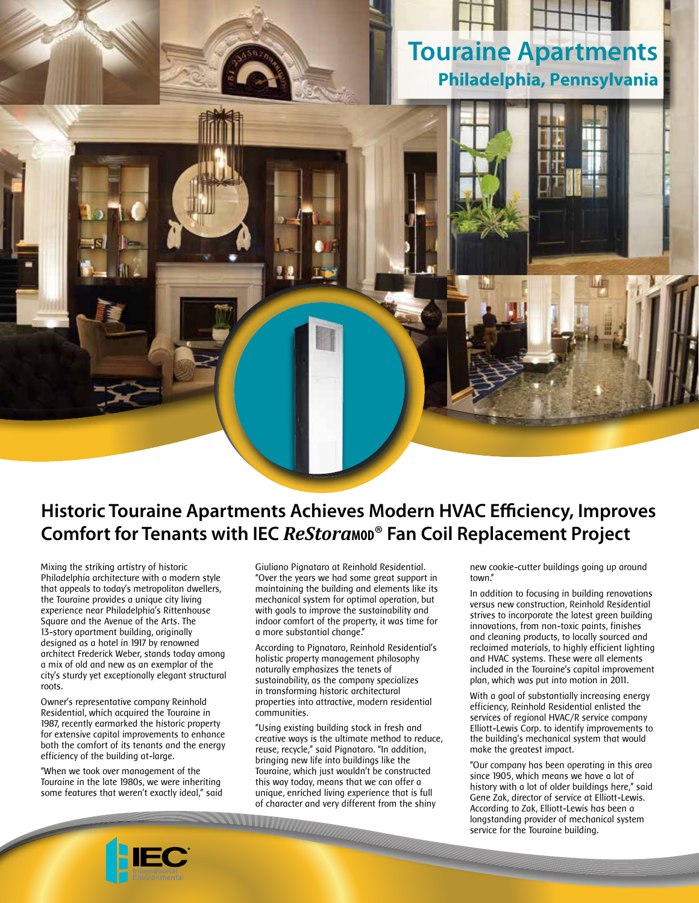# Touraine Apartments

## Philadelphia, Pennsylvania

## Historic Touraine Apartments Achieves Modern HVAC Efficiency, Improves Comfort for Tenants with IEC *ReStora*MOD® Fan Coil Replacement Project

Mixing the striking artistry of historic Philadelphia architecture with a modern style that appeals to today's metropolitan dwellers, the Touraine provides a unique city living experience near Philadelphia's Rittenhouse Square and the Avenue of the Arts. The 13-story apartment building, originally designed as a hotel in 1917 by renowned architect Frederick Weber, stands today among a mix of old and new as an exemplar of the city's sturdy yet exceptionally elegant structural roots.

Owner's representative company Reinhold Residential, which acquired the Touraine in 1987, recently earmarked the historic property for extensive capital improvements to enhance both the comfort of its tenants and the energy efficiency of the building at-large.

"When we took over management of the Touraine in the late 1980s, we were inheriting some features that weren't exactly ideal," said Giuliano Pignataro at Reinhold Residential. "Over the years we had some great support in maintaining the building and elements like its mechanical system for optimal operation, but with goals to improve the sustainability and indoor comfort of the property, it was time for a more substantial change."

According to Pignataro, Reinhold Residential's holistic property management philosophy naturally emphasizes the tenets of sustainability, as the company specializes in transforming historic architectural properties into attractive, modern residential communities.

"Using existing building stock in fresh and creative ways is the ultimate method to reduce, reuse, recycle," said Pignataro. "In addition, bringing new life into buildings like the Touraine, which just wouldn't be constructed this way today, means that we can offer a unique, enriched living experience that is full of character and very different from the shiny new cookie-cutter buildings going up around town."

In addition to focusing in building renovations versus new construction, Reinhold Residential strives to incorporate the latest green building innovations, from non-toxic paints, finishes and cleaning products, to locally sourced and reclaimed materials, to highly efficient lighting and HVAC systems. These were all elements included in the Touraine's capital improvement plan, which was put into motion in 2011.

With a goal of substantially increasing energy efficiency, Reinhold Residential enlisted the services of regional HVAC/R service company Elliott-Lewis Corp. to identify improvements to the building's mechanical system that would make the greatest impact.

"Our company has been operating in this area since 1905, which means we have a lot of history with a lot of older buildings here," said Gene Zak, director of service at Elliott-Lewis. According to Zak, Elliott-Lewis has been a longstanding provider of mechanical system service for the Touraine building.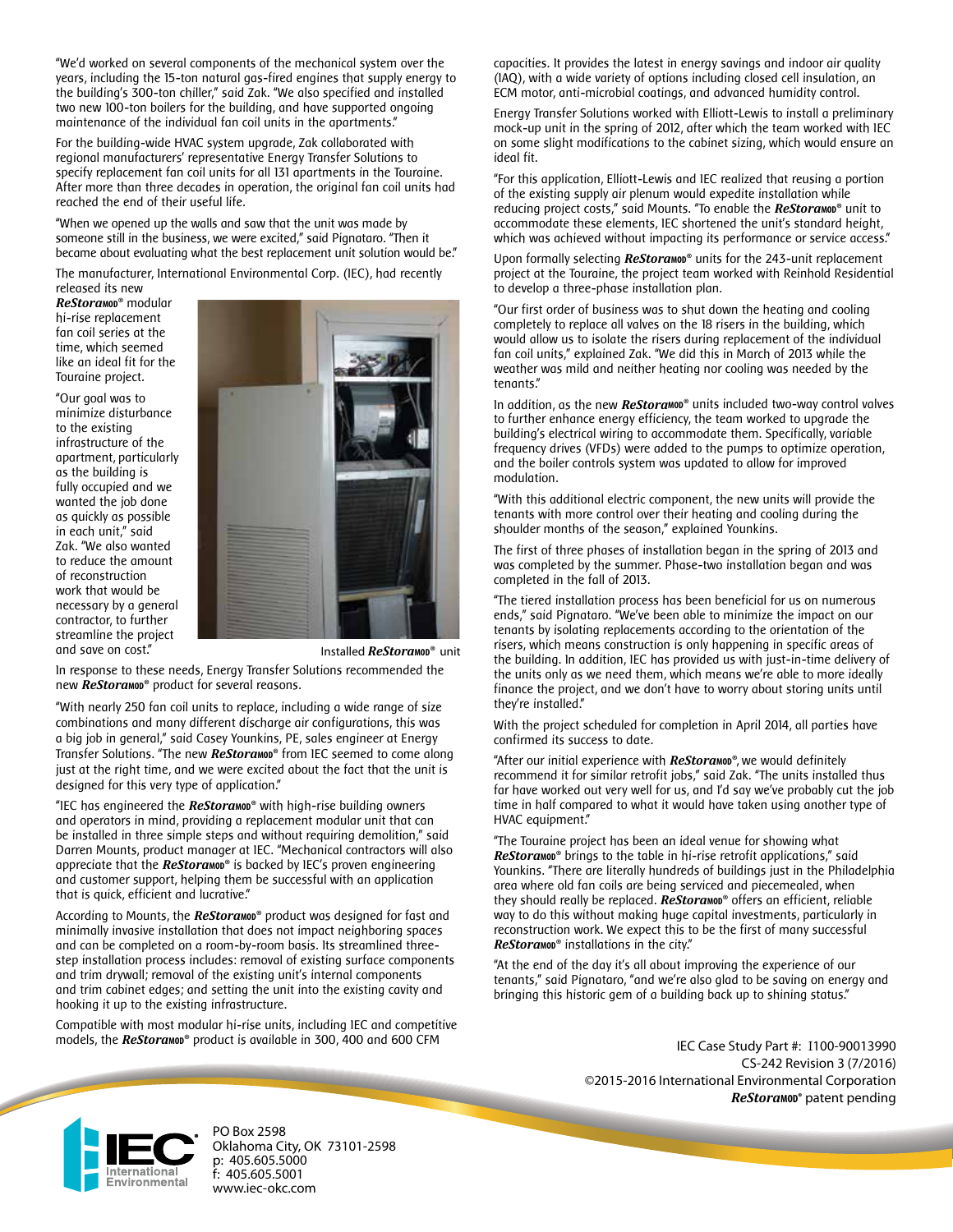"We'd worked on several components of the mechanical system over the years, including the 15-ton natural gas-fired engines that supply energy to the building's 300-ton chiller," said Zak. "We also specified and installed two new 100-ton boilers for the building, and have supported ongoing maintenance of the individual fan coil units in the apartments."

For the building-wide HVAC system upgrade, Zak collaborated with regional manufacturers' representative Energy Transfer Solutions to specify replacement fan coil units for all 131 apartments in the Touraine. After more than three decades in operation, the original fan coil units had reached the end of their useful life.

"When we opened up the walls and saw that the unit was made by someone still in the business, we were excited," said Pignataro. "Then it became about evaluating what the best replacement unit solution would be."

The manufacturer, International Environmental Corp. (IEC), had recently released its new ***ReStoraMOD***® modular hi-rise replacement fan coil series at the time, which seemed like an ideal fit for the Touraine project.

"Our goal was to minimize disturbance to the existing infrastructure of the apartment, particularly as the building is fully occupied and we wanted the job done as quickly as possible in each unit," said Zak. "We also wanted to reduce the amount of reconstruction work that would be necessary by a general contractor, to further streamline the project and save on cost."

Installed ***ReStoraMOD***® unit

In response to these needs, Energy Transfer Solutions recommended the new ***ReStoraMOD***® product for several reasons.

"With nearly 250 fan coil units to replace, including a wide range of size combinations and many different discharge air configurations, this was a big job in general," said Casey Younkins, PE, sales engineer at Energy Transfer Solutions. "The new ***ReStoraMOD***® from IEC seemed to come along just at the right time, and we were excited about the fact that the unit is designed for this very type of application."

"IEC has engineered the ***ReStoraMOD***® with high-rise building owners and operators in mind, providing a replacement modular unit that can be installed in three simple steps and without requiring demolition," said Darren Mounts, product manager at IEC. "Mechanical contractors will also appreciate that the ***ReStoraMOD***® is backed by IEC's proven engineering and customer support, helping them be successful with an application that is quick, efficient and lucrative."

According to Mounts, the ***ReStoraMOD***® product was designed for fast and minimally invasive installation that does not impact neighboring spaces and can be completed on a room-by-room basis. Its streamlined three-step installation process includes: removal of existing surface components and trim drywall; removal of the existing unit's internal components and trim cabinet edges; and setting the unit into the existing cavity and hooking it up to the existing infrastructure.

Compatible with most modular hi-rise units, including IEC and competitive models, the ***ReStoraMOD***® product is available in 300, 400 and 600 CFM capacities. It provides the latest in energy savings and indoor air quality (IAQ), with a wide variety of options including closed cell insulation, an ECM motor, anti-microbial coatings, and advanced humidity control.

Energy Transfer Solutions worked with Elliott-Lewis to install a preliminary mock-up unit in the spring of 2012, after which the team worked with IEC on some slight modifications to the cabinet sizing, which would ensure an ideal fit.

"For this application, Elliott-Lewis and IEC realized that reusing a portion of the existing supply air plenum would expedite installation while reducing project costs," said Mounts. "To enable the ***ReStoraMOD***® unit to accommodate these elements, IEC shortened the unit's standard height, which was achieved without impacting its performance or service access."

Upon formally selecting ***ReStoraMOD***® units for the 243-unit replacement project at the Touraine, the project team worked with Reinhold Residential to develop a three-phase installation plan.

"Our first order of business was to shut down the heating and cooling completely to replace all valves on the 18 risers in the building, which would allow us to isolate the risers during replacement of the individual fan coil units," explained Zak. "We did this in March of 2013 while the weather was mild and neither heating nor cooling was needed by the tenants."

In addition, as the new ***ReStoraMOD***® units included two-way control valves to further enhance energy efficiency, the team worked to upgrade the building's electrical wiring to accommodate them. Specifically, variable frequency drives (VFDs) were added to the pumps to optimize operation, and the boiler controls system was updated to allow for improved modulation.

"With this additional electric component, the new units will provide the tenants with more control over their heating and cooling during the shoulder months of the season," explained Younkins.

The first of three phases of installation began in the spring of 2013 and was completed by the summer. Phase-two installation began and was completed in the fall of 2013.

"The tiered installation process has been beneficial for us on numerous ends," said Pignataro. "We've been able to minimize the impact on our tenants by isolating replacements according to the orientation of the risers, which means construction is only happening in specific areas of the building. In addition, IEC has provided us with just-in-time delivery of the units only as we need them, which means we're able to more ideally finance the project, and we don't have to worry about storing units until they're installed."

With the project scheduled for completion in April 2014, all parties have confirmed its success to date.

"After our initial experience with ***ReStoraMOD***®, we would definitely recommend it for similar retrofit jobs," said Zak. "The units installed thus far have worked out very well for us, and I'd say we've probably cut the job time in half compared to what it would have taken using another type of HVAC equipment."

"The Touraine project has been an ideal venue for showing what ***ReStoraMOD***® brings to the table in hi-rise retrofit applications," said Younkins. "There are literally hundreds of buildings just in the Philadelphia area where old fan coils are being serviced and piecemealed, when they should really be replaced. ***ReStoraMOD***® offers an efficient, reliable way to do this without making huge capital investments, particularly in reconstruction work. We expect this to be the first of many successful ***ReStoraMOD***® installations in the city."

"At the end of the day it's all about improving the experience of our tenants," said Pignataro, "and we're also glad to be saving on energy and bringing this historic gem of a building back up to shining status."

IEC Case Study Part #: I100-90013990
CS-242 Revision 3 (7/2016)
©2015-2016 International Environmental Corporation
***ReStoraMOD***® patent pending

IEC International Environmental

PO Box 2598
Oklahoma City, OK 73101-2598
p: 405.605.5000
f: 405.605.5001
www.iec-okc.com